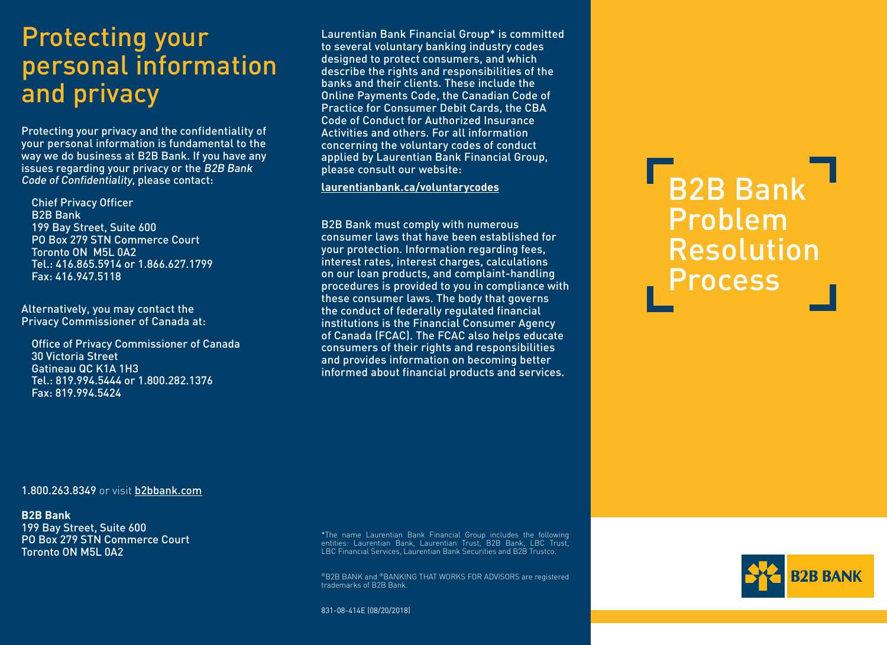# Protecting your personal information and privacy

Protecting your privacy and the confidentiality of your personal information is fundamental to the way we do business at B2B Bank. If you have any issues regarding your privacy or the *B2B Bank Code of Confidentiality*, please contact:

Chief Privacy Officer
B2B Bank
199 Bay Street, Suite 600
PO Box 279 STN Commerce Court
Toronto ON M5L 0A2
Tel.: 416.865.5914 or 1.866.627.1799
Fax: 416.947.5118

Alternatively, you may contact the Privacy Commissioner of Canada at:

Office of Privacy Commissioner of Canada
30 Victoria Street
Gatineau QC K1A 1H3
Tel.: 819.994.5444 or 1.800.282.1376
Fax: 819.994.5424

1.800.263.8349 or visit b2bbank.com

**B2B Bank**
199 Bay Street, Suite 600
PO Box 279 STN Commerce Court
Toronto ON M5L 0A2

Laurentian Bank Financial Group* is committed to several voluntary banking industry codes designed to protect consumers, and which describe the rights and responsibilities of the banks and their clients. These include the Online Payments Code, the Canadian Code of Practice for Consumer Debit Cards, the CBA Code of Conduct for Authorized Insurance Activities and others. For all information concerning the voluntary codes of conduct applied by Laurentian Bank Financial Group, please consult our website:

**laurentianbank.ca/voluntarycodes**

B2B Bank must comply with numerous consumer laws that have been established for your protection. Information regarding fees, interest rates, interest charges, calculations on our loan products, and complaint-handling procedures is provided to you in compliance with these consumer laws. The body that governs the conduct of federally regulated financial institutions is the Financial Consumer Agency of Canada (FCAC). The FCAC also helps educate consumers of their rights and responsibilities and provides information on becoming better informed about financial products and services.

*The name Laurentian Bank Financial Group includes the following entities: Laurentian Bank, Laurentian Trust, B2B Bank, LBC Trust, LBC Financial Services, Laurentian Bank Securities and B2B Trustco.

®B2B BANK and ®BANKING THAT WORKS FOR ADVISORS are registered trademarks of B2B Bank.

831-08-414E (08/20/2018)

# B2B Bank Problem Resolution Process

B2B BANK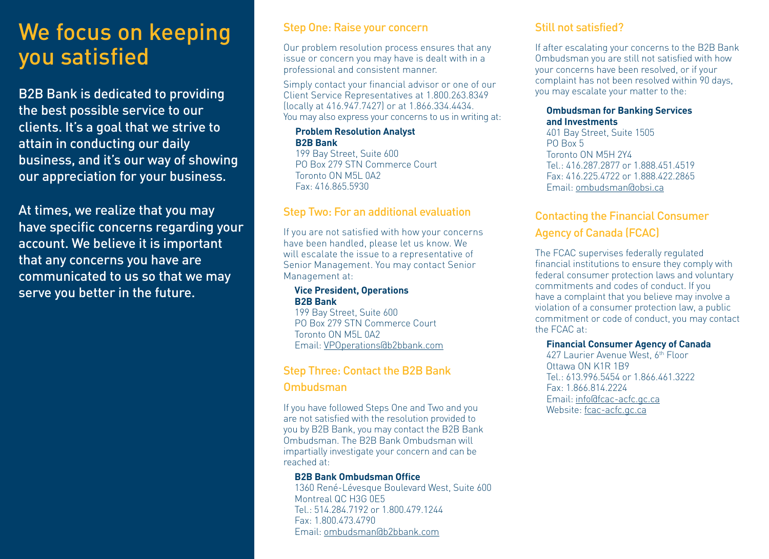# We focus on keeping you satisfied

B2B Bank is dedicated to providing the best possible service to our clients. It's a goal that we strive to attain in conducting our daily business, and it's our way of showing our appreciation for your business.

At times, we realize that you may have specific concerns regarding your account. We believe it is important that any concerns you have are communicated to us so that we may serve you better in the future.

## Step One: Raise your concern

Our problem resolution process ensures that any issue or concern you may have is dealt with in a professional and consistent manner.

Simply contact your financial advisor or one of our Client Service Representatives at 1.800.263.8349 (locally at 416.947.7427) or at 1.866.334.4434. You may also express your concerns to us in writing at:

**Problem Resolution Analyst**
**B2B Bank**
199 Bay Street, Suite 600
PO Box 279 STN Commerce Court
Toronto ON M5L 0A2
Fax: 416.865.5930

## Step Two: For an additional evaluation

If you are not satisfied with how your concerns have been handled, please let us know. We will escalate the issue to a representative of Senior Management. You may contact Senior Management at:

**Vice President, Operations**
**B2B Bank**
199 Bay Street, Suite 600
PO Box 279 STN Commerce Court
Toronto ON M5L 0A2
Email: VPOperations@b2bbank.com

## Step Three: Contact the B2B Bank Ombudsman

If you have followed Steps One and Two and you are not satisfied with the resolution provided to you by B2B Bank, you may contact the B2B Bank Ombudsman. The B2B Bank Ombudsman will impartially investigate your concern and can be reached at:

**B2B Bank Ombudsman Office**
1360 René-Lévesque Boulevard West, Suite 600
Montreal QC H3G 0E5
Tel.: 514.284.7192 or 1.800.479.1244
Fax: 1.800.473.4790
Email: ombudsman@b2bbank.com

## Still not satisfied?

If after escalating your concerns to the B2B Bank Ombudsman you are still not satisfied with how your concerns have been resolved, or if your complaint has not been resolved within 90 days, you may escalate your matter to the:

**Ombudsman for Banking Services and Investments**
401 Bay Street, Suite 1505
PO Box 5
Toronto ON M5H 2Y4
Tel.: 416.287.2877 or 1.888.451.4519
Fax: 416.225.4722 or 1.888.422.2865
Email: ombudsman@obsi.ca

## Contacting the Financial Consumer Agency of Canada (FCAC)

The FCAC supervises federally regulated financial institutions to ensure they comply with federal consumer protection laws and voluntary commitments and codes of conduct. If you have a complaint that you believe may involve a violation of a consumer protection law, a public commitment or code of conduct, you may contact the FCAC at:

**Financial Consumer Agency of Canada**
427 Laurier Avenue West, 6th Floor
Ottawa ON K1R 1B9
Tel.: 613.996.5454 or 1.866.461.3222
Fax: 1.866.814.2224
Email: info@fcac-acfc.gc.ca
Website: fcac-acfc.gc.ca